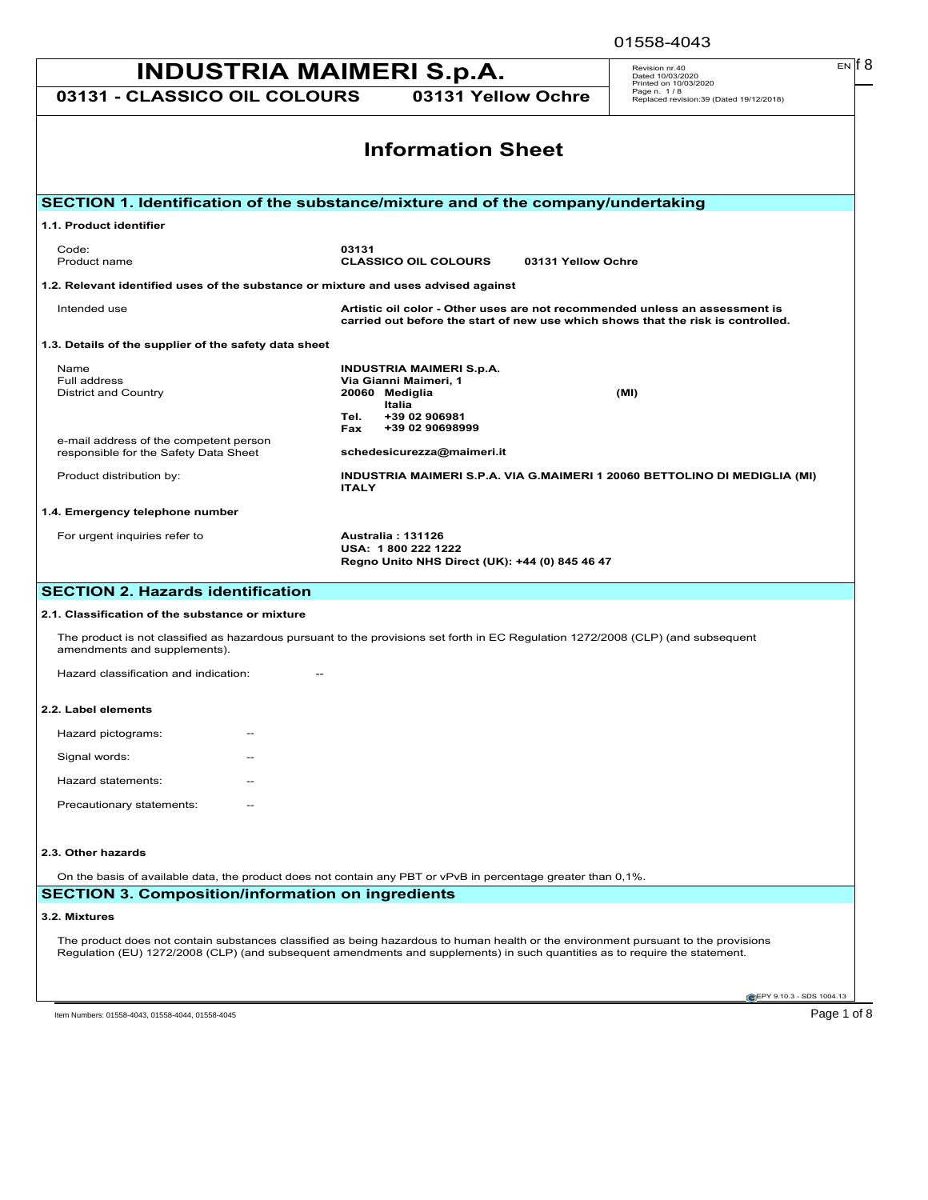# INDUSTRIA MAIMERI S.p.A.

**03131 - CLASSICO OIL COLOURS 03131 Yellow Ochre**

Revision nr.40
Dated 10/03/2020
Printed on 10/03/2020
Replaced revision:39 (Dated 19/12/2018)

## Information Sheet

## SECTION 1. Identification of the substance/mixture and of the company/undertaking

### 1.1. Product identifier

| | |
|---|---|
| Code: | **03131** |
| Product name | **CLASSICO OIL COLOURS 03131 Yellow Ochre** |

### 1.2. Relevant identified uses of the substance or mixture and uses advised against

| | |
|---|---|
| Intended use | **Artistic oil color - Other uses are not recommended unless an assessment is carried out before the start of new use which shows that the risk is controlled.** |

### 1.3. Details of the supplier of the safety data sheet

| | |
|---|---|
| Name | **INDUSTRIA MAIMERI S.p.A.** |
| Full address | **Via Gianni Maimeri, 1** |
| District and Country | **20060 Mediglia (MI)** <br> **Italia** <br> **Tel. +39 02 906981** <br> **Fax +39 02 90698999** |
| e-mail address of the competent person responsible for the Safety Data Sheet | **schedesicurezza@maimeri.it** |
| Product distribution by: | **INDUSTRIA MAIMERI S.P.A. VIA G.MAIMERI 1 20060 BETTOLINO DI MEDIGLIA (MI) ITALY** |

### 1.4. Emergency telephone number

| | |
|---|---|
| For urgent inquiries refer to | **Australia : 131126** <br> **USA: 1 800 222 1222** <br> **Regno Unito NHS Direct (UK): +44 (0) 845 46 47** |

## SECTION 2. Hazards identification

### 2.1. Classification of the substance or mixture

The product is not classified as hazardous pursuant to the provisions set forth in EC Regulation 1272/2008 (CLP) (and subsequent amendments and supplements).

Hazard classification and indication: --

### 2.2. Label elements

Hazard pictograms: --

Signal words: --

Hazard statements: --

Precautionary statements: --

### 2.3. Other hazards

On the basis of available data, the product does not contain any PBT or vPvB in percentage greater than 0,1%.

## SECTION 3. Composition/information on ingredients

### 3.2. Mixtures

The product does not contain substances classified as being hazardous to human health or the environment pursuant to the provisions Regulation (EU) 1272/2008 (CLP) (and subsequent amendments and supplements) in such quantities as to require the statement.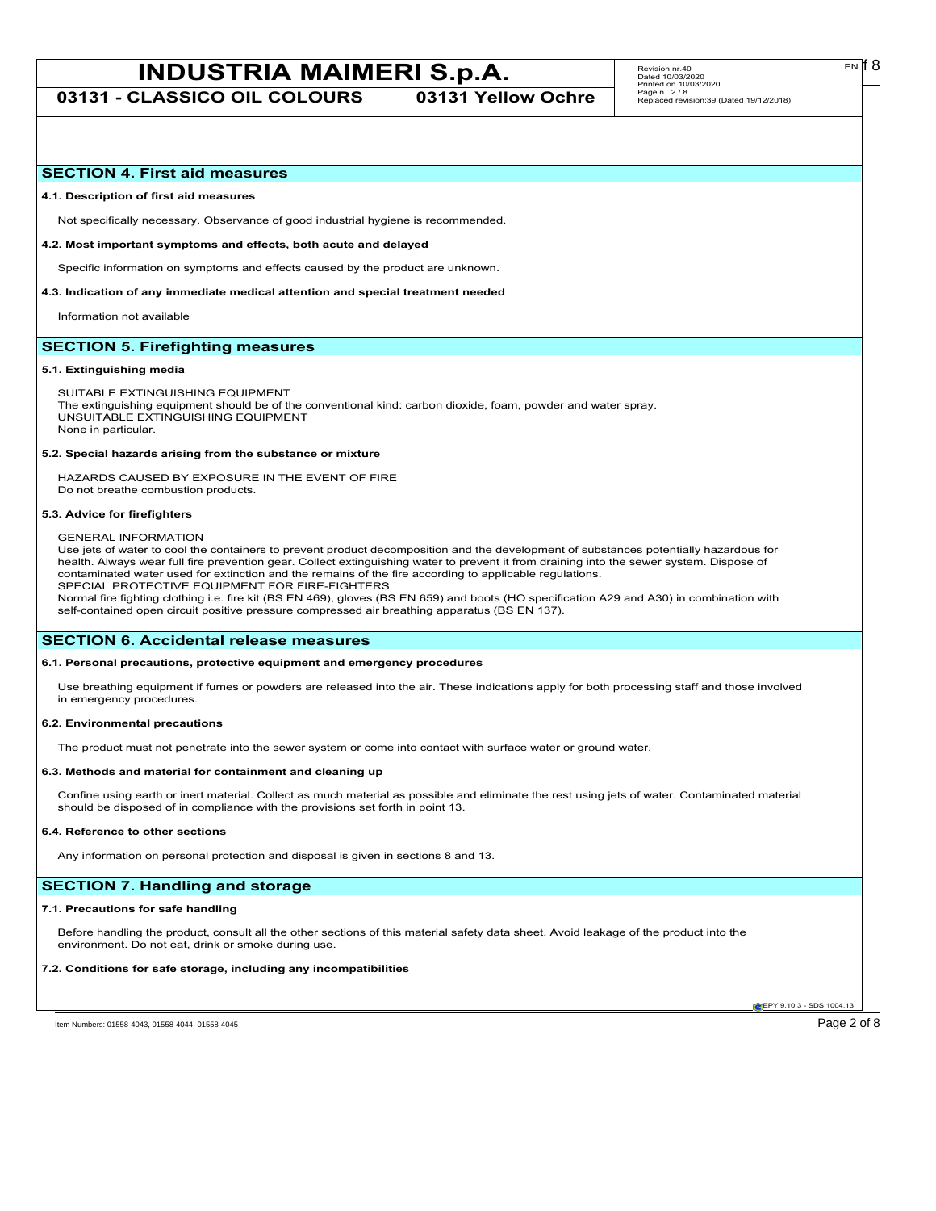## SECTION 4. First aid measures

**4.1. Description of first aid measures**

Not specifically necessary. Observance of good industrial hygiene is recommended.

**4.2. Most important symptoms and effects, both acute and delayed**

Specific information on symptoms and effects caused by the product are unknown.

**4.3. Indication of any immediate medical attention and special treatment needed**

Information not available

## SECTION 5. Firefighting measures

**5.1. Extinguishing media**

SUITABLE EXTINGUISHING EQUIPMENT
The extinguishing equipment should be of the conventional kind: carbon dioxide, foam, powder and water spray.
UNSUITABLE EXTINGUISHING EQUIPMENT
None in particular.

**5.2. Special hazards arising from the substance or mixture**

HAZARDS CAUSED BY EXPOSURE IN THE EVENT OF FIRE
Do not breathe combustion products.

**5.3. Advice for firefighters**

GENERAL INFORMATION
Use jets of water to cool the containers to prevent product decomposition and the development of substances potentially hazardous for health. Always wear full fire prevention gear. Collect extinguishing water to prevent it from draining into the sewer system. Dispose of contaminated water used for extinction and the remains of the fire according to applicable regulations.
SPECIAL PROTECTIVE EQUIPMENT FOR FIRE-FIGHTERS
Normal fire fighting clothing i.e. fire kit (BS EN 469), gloves (BS EN 659) and boots (HO specification A29 and A30) in combination with self-contained open circuit positive pressure compressed air breathing apparatus (BS EN 137).

## SECTION 6. Accidental release measures

**6.1. Personal precautions, protective equipment and emergency procedures**

Use breathing equipment if fumes or powders are released into the air. These indications apply for both processing staff and those involved in emergency procedures.

**6.2. Environmental precautions**

The product must not penetrate into the sewer system or come into contact with surface water or ground water.

**6.3. Methods and material for containment and cleaning up**

Confine using earth or inert material. Collect as much material as possible and eliminate the rest using jets of water. Contaminated material should be disposed of in compliance with the provisions set forth in point 13.

**6.4. Reference to other sections**

Any information on personal protection and disposal is given in sections 8 and 13.

## SECTION 7. Handling and storage

**7.1. Precautions for safe handling**

Before handling the product, consult all the other sections of this material safety data sheet. Avoid leakage of the product into the environment. Do not eat, drink or smoke during use.

**7.2. Conditions for safe storage, including any incompatibilities**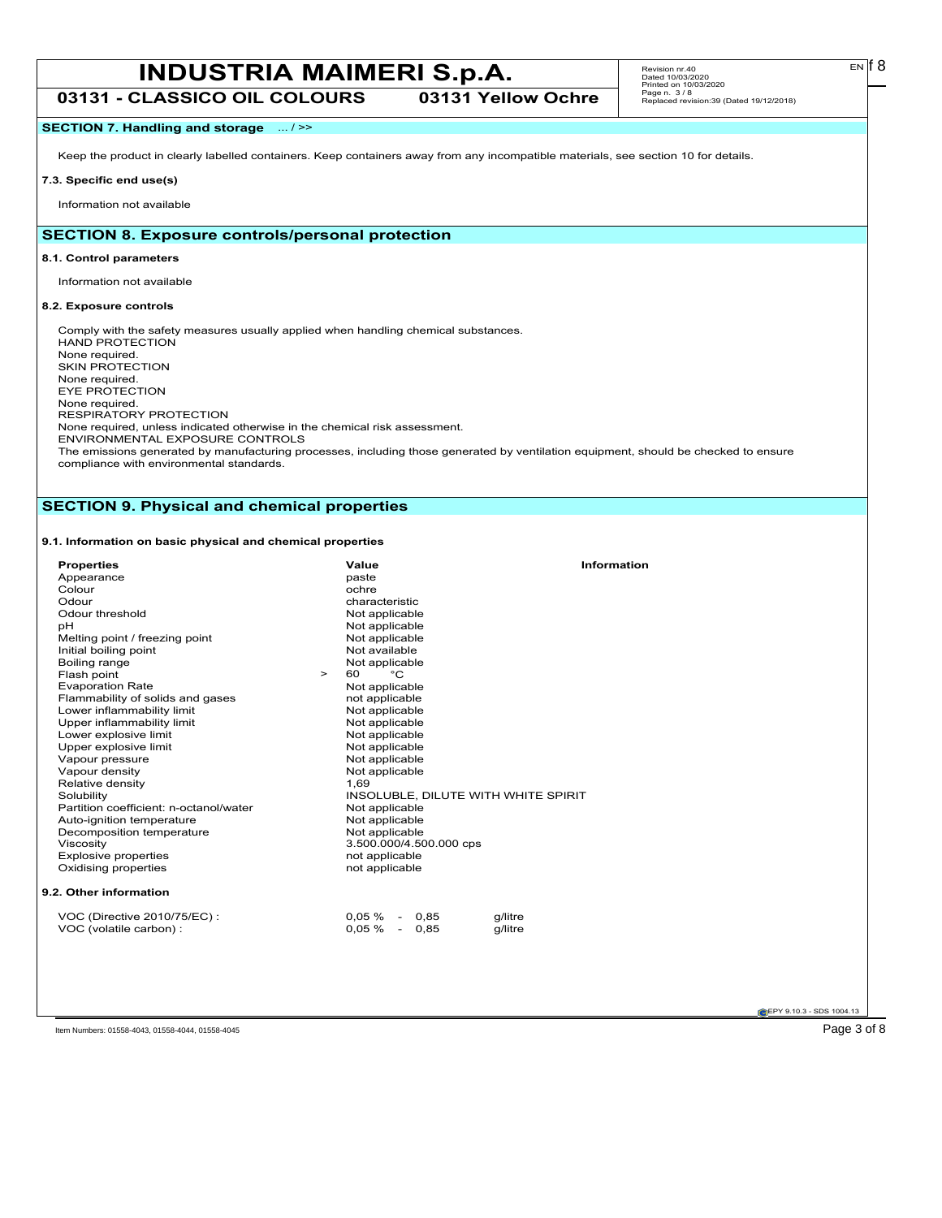## SECTION 7. Handling and storage ... / >>

Keep the product in clearly labelled containers. Keep containers away from any incompatible materials, see section 10 for details.

### 7.3. Specific end use(s)

Information not available

## SECTION 8. Exposure controls/personal protection

### 8.1. Control parameters

Information not available

### 8.2. Exposure controls

Comply with the safety measures usually applied when handling chemical substances.
HAND PROTECTION
None required.
SKIN PROTECTION
None required.
EYE PROTECTION
None required.
RESPIRATORY PROTECTION
None required, unless indicated otherwise in the chemical risk assessment.
ENVIRONMENTAL EXPOSURE CONTROLS
The emissions generated by manufacturing processes, including those generated by ventilation equipment, should be checked to ensure compliance with environmental standards.

## SECTION 9. Physical and chemical properties

### 9.1. Information on basic physical and chemical properties

| Properties | | Value | Information |
|---|---|---|---|
| Appearance | | paste | |
| Colour | | ochre | |
| Odour | | characteristic | |
| Odour threshold | | Not applicable | |
| pH | | Not applicable | |
| Melting point / freezing point | | Not applicable | |
| Initial boiling point | | Not available | |
| Boiling range | | Not applicable | |
| Flash point | > | 60 °C | |
| Evaporation Rate | | Not applicable | |
| Flammability of solids and gases | | not applicable | |
| Lower inflammability limit | | Not applicable | |
| Upper inflammability limit | | Not applicable | |
| Lower explosive limit | | Not applicable | |
| Upper explosive limit | | Not applicable | |
| Vapour pressure | | Not applicable | |
| Vapour density | | Not applicable | |
| Relative density | | 1,69 | |
| Solubility | | INSOLUBLE, DILUTE WITH WHITE SPIRIT | |
| Partition coefficient: n-octanol/water | | Not applicable | |
| Auto-ignition temperature | | Not applicable | |
| Decomposition temperature | | Not applicable | |
| Viscosity | | 3.500.000/4.500.000 cps | |
| Explosive properties | | not applicable | |
| Oxidising properties | | not applicable | |

### 9.2. Other information

| | | |
|---|---|---|
| VOC (Directive 2010/75/EC) : | 0,05 % - 0,85 | g/litre |
| VOC (volatile carbon) : | 0,05 % - 0,85 | g/litre |

Item Numbers: 01558-4043, 01558-4044, 01558-4045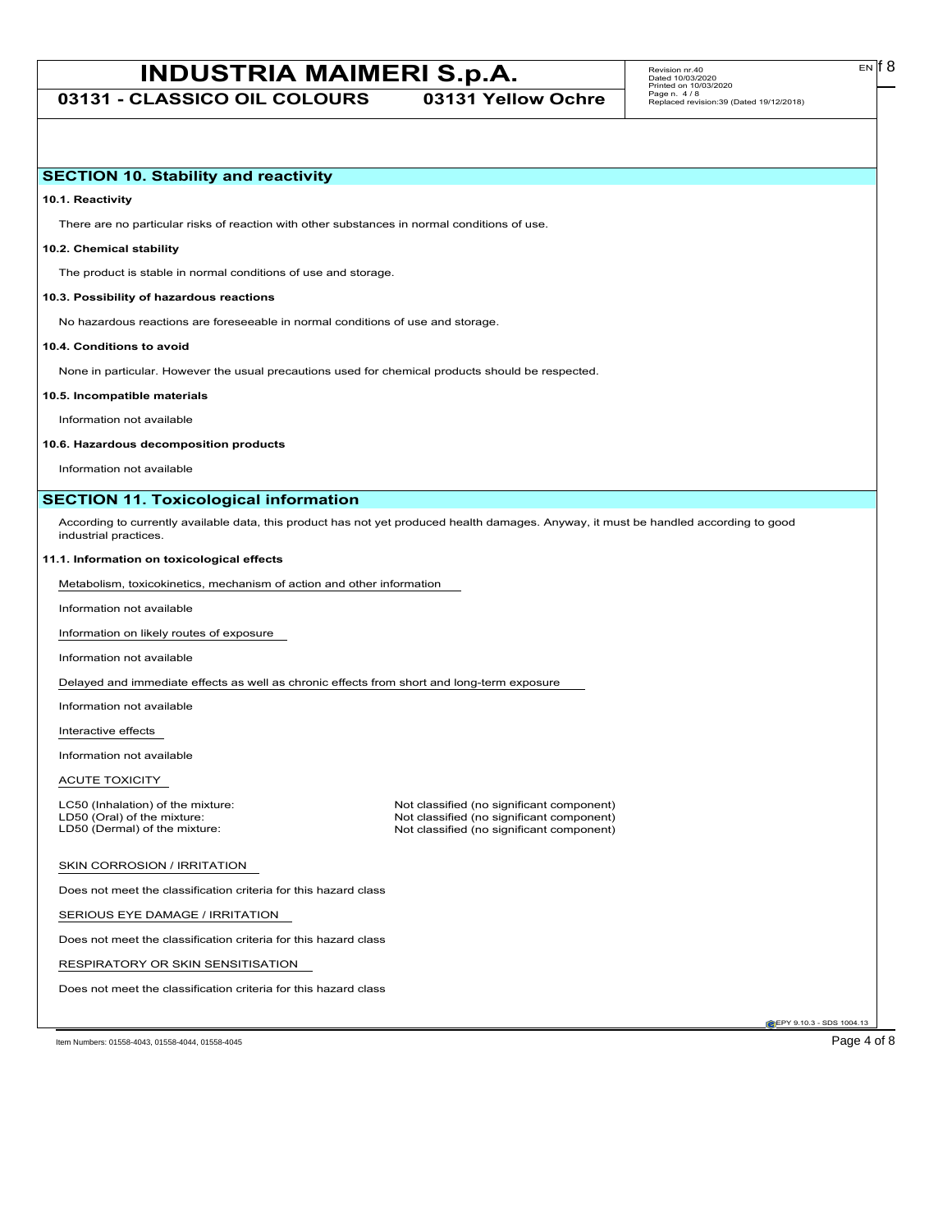## SECTION 10. Stability and reactivity

**10.1. Reactivity**

There are no particular risks of reaction with other substances in normal conditions of use.

**10.2. Chemical stability**

The product is stable in normal conditions of use and storage.

**10.3. Possibility of hazardous reactions**

No hazardous reactions are foreseeable in normal conditions of use and storage.

**10.4. Conditions to avoid**

None in particular. However the usual precautions used for chemical products should be respected.

**10.5. Incompatible materials**

Information not available

**10.6. Hazardous decomposition products**

Information not available

## SECTION 11. Toxicological information

According to currently available data, this product has not yet produced health damages. Anyway, it must be handled according to good industrial practices.

**11.1. Information on toxicological effects**

Metabolism, toxicokinetics, mechanism of action and other information

Information not available

Information on likely routes of exposure

Information not available

Delayed and immediate effects as well as chronic effects from short and long-term exposure

Information not available

Interactive effects

Information not available

ACUTE TOXICITY

| | |
|---|---|
| LC50 (Inhalation) of the mixture: | Not classified (no significant component) |
| LD50 (Oral) of the mixture: | Not classified (no significant component) |
| LD50 (Dermal) of the mixture: | Not classified (no significant component) |

SKIN CORROSION / IRRITATION

Does not meet the classification criteria for this hazard class

SERIOUS EYE DAMAGE / IRRITATION

Does not meet the classification criteria for this hazard class

RESPIRATORY OR SKIN SENSITISATION

Does not meet the classification criteria for this hazard class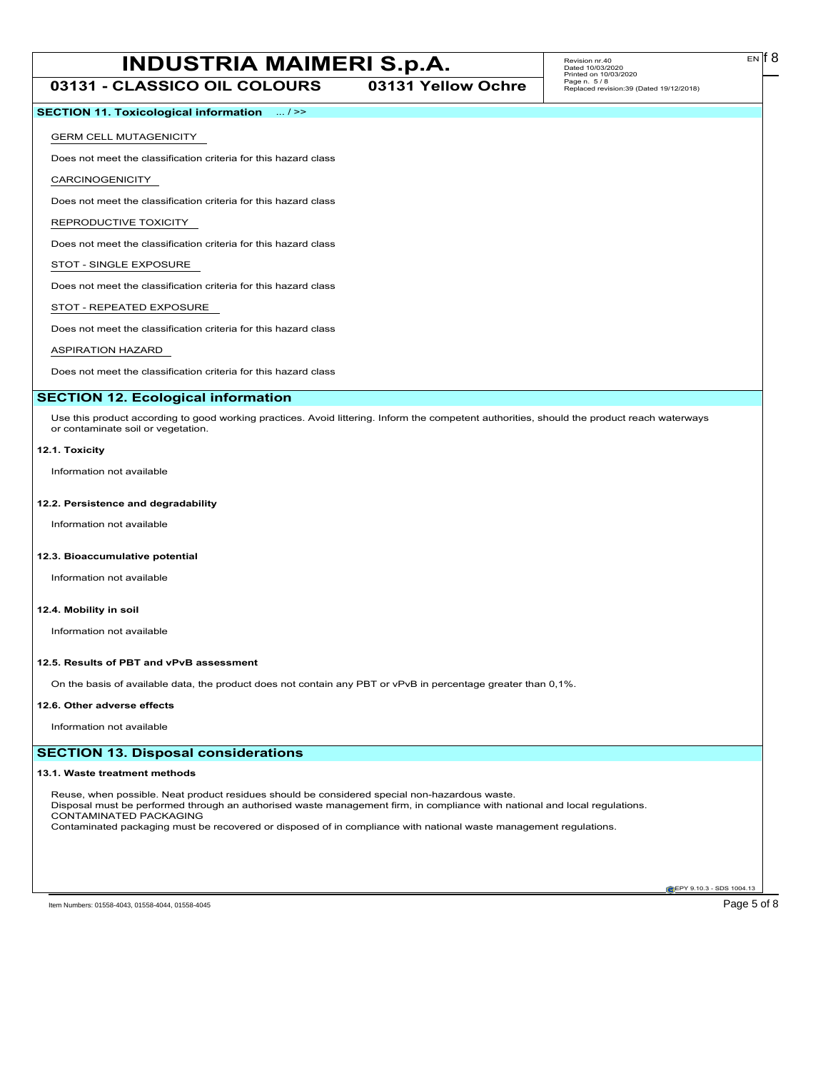## SECTION 11. Toxicological information ... / >>

GERM CELL MUTAGENICITY

Does not meet the classification criteria for this hazard class

CARCINOGENICITY

Does not meet the classification criteria for this hazard class

REPRODUCTIVE TOXICITY

Does not meet the classification criteria for this hazard class

STOT - SINGLE EXPOSURE

Does not meet the classification criteria for this hazard class

STOT - REPEATED EXPOSURE

Does not meet the classification criteria for this hazard class

ASPIRATION HAZARD

Does not meet the classification criteria for this hazard class

## SECTION 12. Ecological information

Use this product according to good working practices. Avoid littering. Inform the competent authorities, should the product reach waterways or contaminate soil or vegetation.

### 12.1. Toxicity

Information not available

### 12.2. Persistence and degradability

Information not available

### 12.3. Bioaccumulative potential

Information not available

### 12.4. Mobility in soil

Information not available

### 12.5. Results of PBT and vPvB assessment

On the basis of available data, the product does not contain any PBT or vPvB in percentage greater than 0,1%.

### 12.6. Other adverse effects

Information not available

## SECTION 13. Disposal considerations

### 13.1. Waste treatment methods

Reuse, when possible. Neat product residues should be considered special non-hazardous waste.
Disposal must be performed through an authorised waste management firm, in compliance with national and local regulations.
CONTAMINATED PACKAGING
Contaminated packaging must be recovered or disposed of in compliance with national waste management regulations.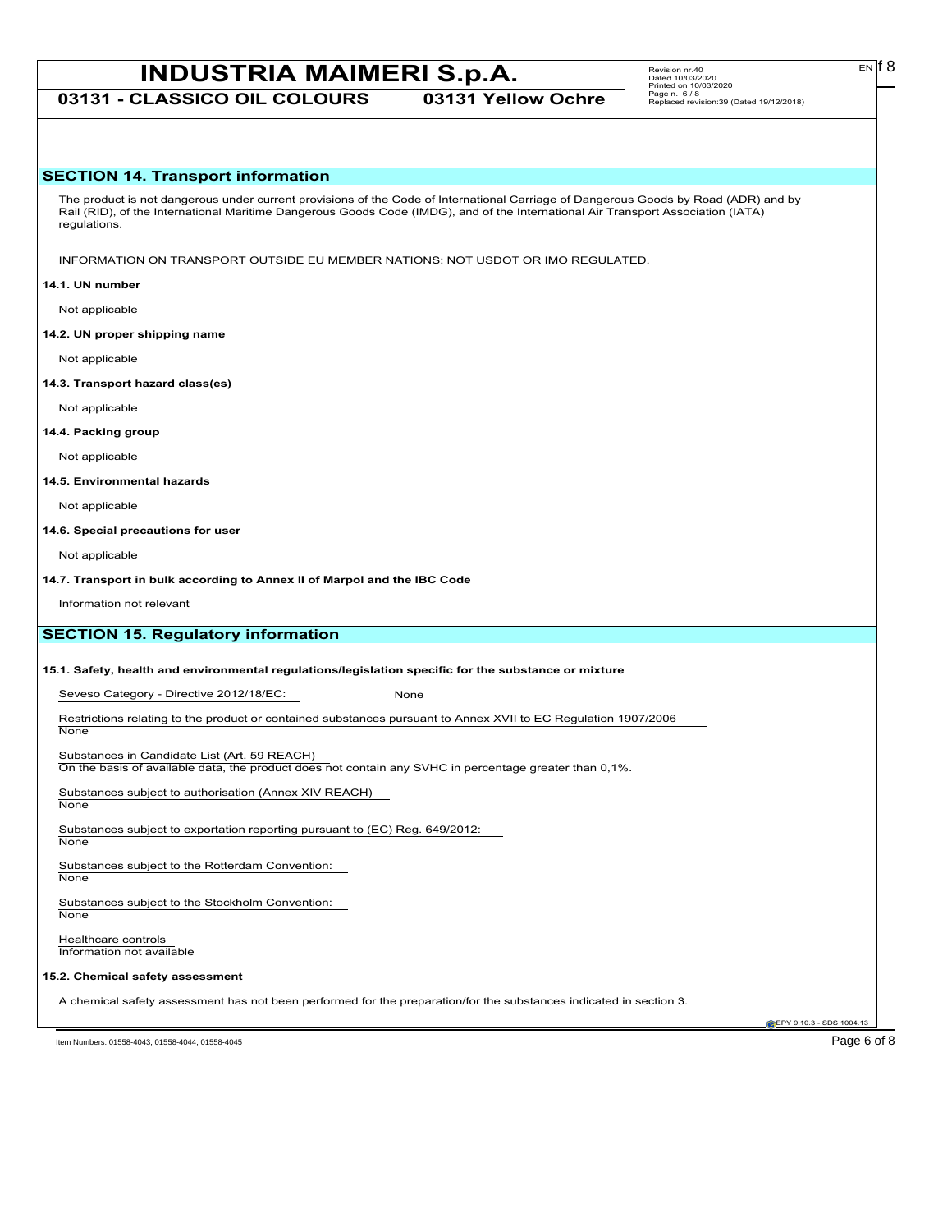## SECTION 14. Transport information

The product is not dangerous under current provisions of the Code of International Carriage of Dangerous Goods by Road (ADR) and by Rail (RID), of the International Maritime Dangerous Goods Code (IMDG), and of the International Air Transport Association (IATA) regulations.

INFORMATION ON TRANSPORT OUTSIDE EU MEMBER NATIONS: NOT USDOT OR IMO REGULATED.

**14.1. UN number**

Not applicable

**14.2. UN proper shipping name**

Not applicable

**14.3. Transport hazard class(es)**

Not applicable

**14.4. Packing group**

Not applicable

**14.5. Environmental hazards**

Not applicable

**14.6. Special precautions for user**

Not applicable

**14.7. Transport in bulk according to Annex II of Marpol and the IBC Code**

Information not relevant

## SECTION 15. Regulatory information

**15.1. Safety, health and environmental regulations/legislation specific for the substance or mixture**

Seveso Category - Directive 2012/18/EC: None

Restrictions relating to the product or contained substances pursuant to Annex XVII to EC Regulation 1907/2006
None

Substances in Candidate List (Art. 59 REACH)
On the basis of available data, the product does not contain any SVHC in percentage greater than 0,1%.

Substances subject to authorisation (Annex XIV REACH)
None

Substances subject to exportation reporting pursuant to (EC) Reg. 649/2012:
None

Substances subject to the Rotterdam Convention:
None

Substances subject to the Stockholm Convention:
None

Healthcare controls
Information not available

**15.2. Chemical safety assessment**

A chemical safety assessment has not been performed for the preparation/for the substances indicated in section 3.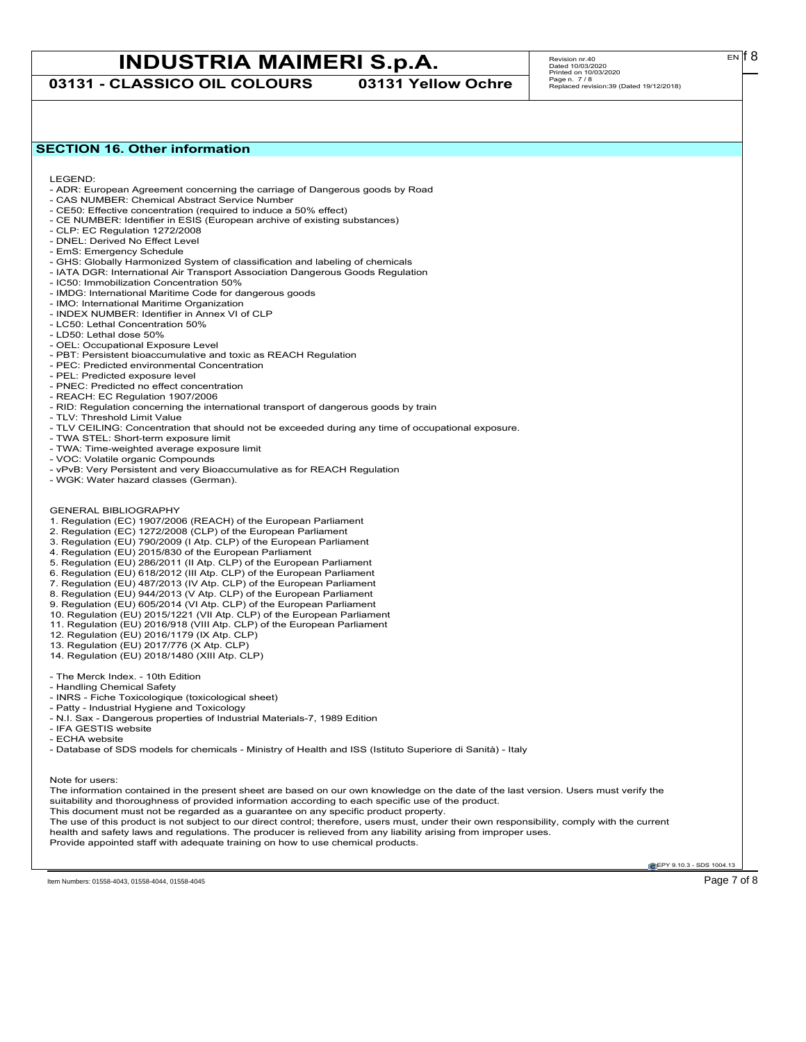## SECTION 16. Other information

LEGEND:

- ADR: European Agreement concerning the carriage of Dangerous goods by Road
- CAS NUMBER: Chemical Abstract Service Number
- CE50: Effective concentration (required to induce a 50% effect)
- CE NUMBER: Identifier in ESIS (European archive of existing substances)
- CLP: EC Regulation 1272/2008
- DNEL: Derived No Effect Level
- EmS: Emergency Schedule
- GHS: Globally Harmonized System of classification and labeling of chemicals
- IATA DGR: International Air Transport Association Dangerous Goods Regulation
- IC50: Immobilization Concentration 50%
- IMDG: International Maritime Code for dangerous goods
- IMO: International Maritime Organization
- INDEX NUMBER: Identifier in Annex VI of CLP
- LC50: Lethal Concentration 50%
- LD50: Lethal dose 50%
- OEL: Occupational Exposure Level
- PBT: Persistent bioaccumulative and toxic as REACH Regulation
- PEC: Predicted environmental Concentration
- PEL: Predicted exposure level
- PNEC: Predicted no effect concentration
- REACH: EC Regulation 1907/2006
- RID: Regulation concerning the international transport of dangerous goods by train
- TLV: Threshold Limit Value
- TLV CEILING: Concentration that should not be exceeded during any time of occupational exposure.
- TWA STEL: Short-term exposure limit
- TWA: Time-weighted average exposure limit
- VOC: Volatile organic Compounds
- vPvB: Very Persistent and very Bioaccumulative as for REACH Regulation
- WGK: Water hazard classes (German).

GENERAL BIBLIOGRAPHY

1. Regulation (EC) 1907/2006 (REACH) of the European Parliament
2. Regulation (EC) 1272/2008 (CLP) of the European Parliament
3. Regulation (EU) 790/2009 (I Atp. CLP) of the European Parliament
4. Regulation (EU) 2015/830 of the European Parliament
5. Regulation (EU) 286/2011 (II Atp. CLP) of the European Parliament
6. Regulation (EU) 618/2012 (III Atp. CLP) of the European Parliament
7. Regulation (EU) 487/2013 (IV Atp. CLP) of the European Parliament
8. Regulation (EU) 944/2013 (V Atp. CLP) of the European Parliament
9. Regulation (EU) 605/2014 (VI Atp. CLP) of the European Parliament
10. Regulation (EU) 2015/1221 (VII Atp. CLP) of the European Parliament
11. Regulation (EU) 2016/918 (VIII Atp. CLP) of the European Parliament
12. Regulation (EU) 2016/1179 (IX Atp. CLP)
13. Regulation (EU) 2017/776 (X Atp. CLP)
14. Regulation (EU) 2018/1480 (XIII Atp. CLP)

- The Merck Index. - 10th Edition
- Handling Chemical Safety
- INRS - Fiche Toxicologique (toxicological sheet)
- Patty - Industrial Hygiene and Toxicology
- N.I. Sax - Dangerous properties of Industrial Materials-7, 1989 Edition
- IFA GESTIS website
- ECHA website
- Database of SDS models for chemicals - Ministry of Health and ISS (Istituto Superiore di Sanità) - Italy

Note for users:
The information contained in the present sheet are based on our own knowledge on the date of the last version. Users must verify the suitability and thoroughness of provided information according to each specific use of the product.
This document must not be regarded as a guarantee on any specific product property.
The use of this product is not subject to our direct control; therefore, users must, under their own responsibility, comply with the current health and safety laws and regulations. The producer is relieved from any liability arising from improper uses.
Provide appointed staff with adequate training on how to use chemical products.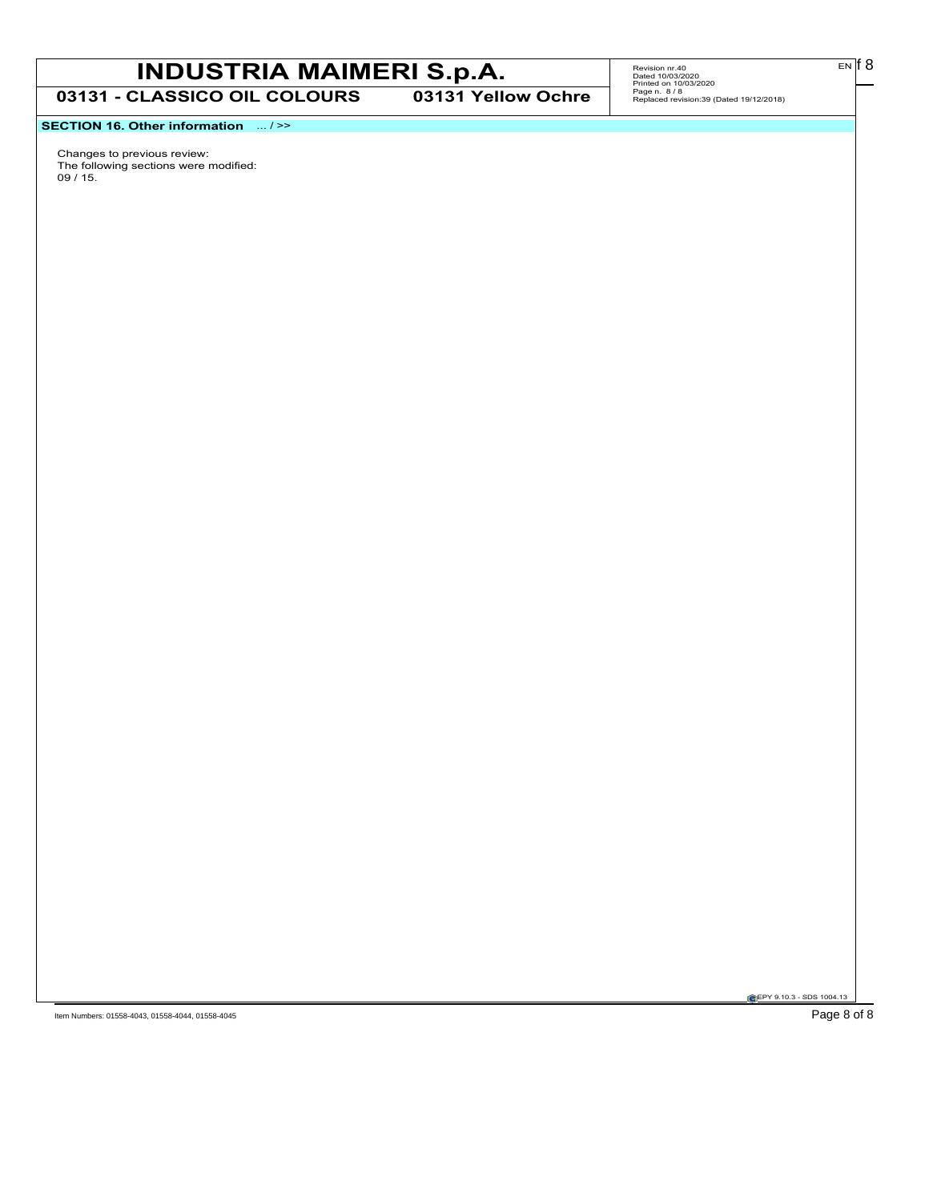## SECTION 16. Other information ... / >>

Changes to previous review:
The following sections were modified:
09 / 15.